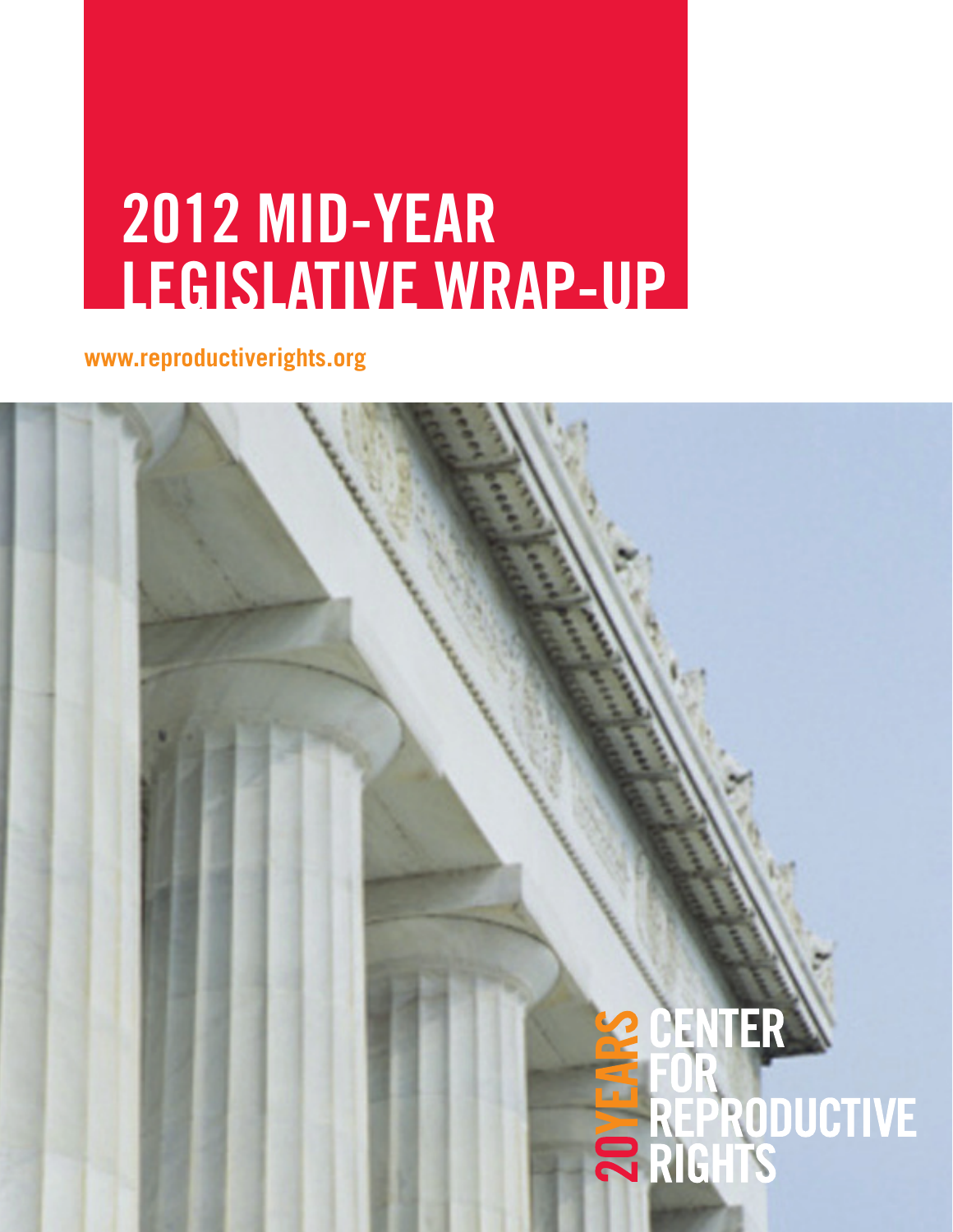# 2012 MID-YEAR LEGISLATIVE WRAP-UP

www.reproductiverights.org

20 YEARS CENTER FOR REPRODUCTIVE RIGHTS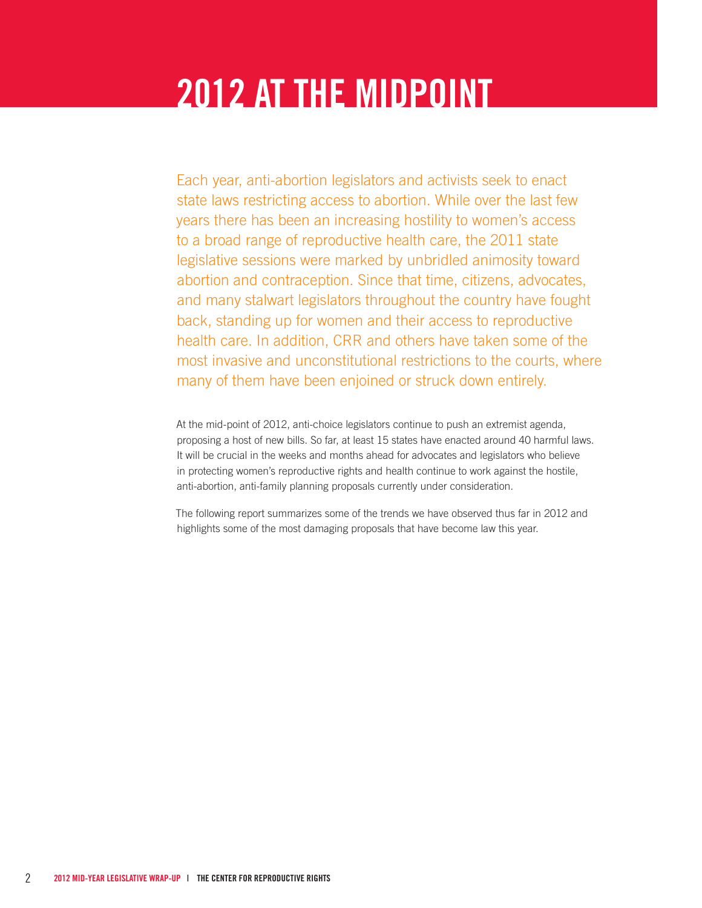# 2012 AT THE MIDPOINT

Each year, anti-abortion legislators and activists seek to enact state laws restricting access to abortion. While over the last few years there has been an increasing hostility to women's access to a broad range of reproductive health care, the 2011 state legislative sessions were marked by unbridled animosity toward abortion and contraception. Since that time, citizens, advocates, and many stalwart legislators throughout the country have fought back, standing up for women and their access to reproductive health care. In addition, CRR and others have taken some of the most invasive and unconstitutional restrictions to the courts, where many of them have been enjoined or struck down entirely.

At the mid-point of 2012, anti-choice legislators continue to push an extremist agenda, proposing a host of new bills. So far, at least 15 states have enacted around 40 harmful laws. It will be crucial in the weeks and months ahead for advocates and legislators who believe in protecting women's reproductive rights and health continue to work against the hostile, anti-abortion, anti-family planning proposals currently under consideration.

The following report summarizes some of the trends we have observed thus far in 2012 and highlights some of the most damaging proposals that have become law this year.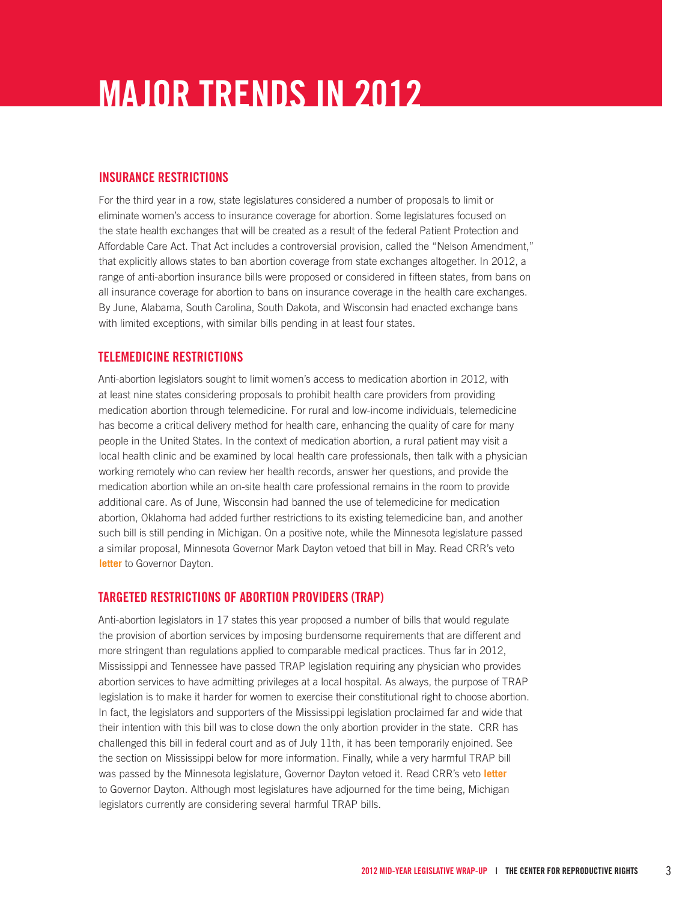# MAJOR TRENDS IN 2012

## INSURANCE RESTRICTIONS

For the third year in a row, state legislatures considered a number of proposals to limit or eliminate women's access to insurance coverage for abortion. Some legislatures focused on the state health exchanges that will be created as a result of the federal Patient Protection and Affordable Care Act. That Act includes a controversial provision, called the "Nelson Amendment," that explicitly allows states to ban abortion coverage from state exchanges altogether. In 2012, a range of anti-abortion insurance bills were proposed or considered in fifteen states, from bans on all insurance coverage for abortion to bans on insurance coverage in the health care exchanges. By June, Alabama, South Carolina, South Dakota, and Wisconsin had enacted exchange bans with limited exceptions, with similar bills pending in at least four states.

## TELEMEDICINE RESTRICTIONS

Anti-abortion legislators sought to limit women's access to medication abortion in 2012, with at least nine states considering proposals to prohibit health care providers from providing medication abortion through telemedicine. For rural and low-income individuals, telemedicine has become a critical delivery method for health care, enhancing the quality of care for many people in the United States. In the context of medication abortion, a rural patient may visit a local health clinic and be examined by local health care professionals, then talk with a physician working remotely who can review her health records, answer her questions, and provide the medication abortion while an on-site health care professional remains in the room to provide additional care. As of June, Wisconsin had banned the use of telemedicine for medication abortion, Oklahoma had added further restrictions to its existing telemedicine ban, and another such bill is still pending in Michigan. On a positive note, while the Minnesota legislature passed a similar proposal, Minnesota Governor Mark Dayton vetoed that bill in May. Read CRR's veto **letter** to Governor Dayton.

## TARGETED RESTRICTIONS OF ABORTION PROVIDERS (TRAP)

Anti-abortion legislators in 17 states this year proposed a number of bills that would regulate the provision of abortion services by imposing burdensome requirements that are different and more stringent than regulations applied to comparable medical practices. Thus far in 2012, Mississippi and Tennessee have passed TRAP legislation requiring any physician who provides abortion services to have admitting privileges at a local hospital. As always, the purpose of TRAP legislation is to make it harder for women to exercise their constitutional right to choose abortion. In fact, the legislators and supporters of the Mississippi legislation proclaimed far and wide that their intention with this bill was to close down the only abortion provider in the state. CRR has challenged this bill in federal court and as of July 11th, it has been temporarily enjoined. See the section on Mississippi below for more information. Finally, while a very harmful TRAP bill was passed by the Minnesota legislature, Governor Dayton vetoed it. Read CRR's veto **letter** to Governor Dayton. Although most legislatures have adjourned for the time being, Michigan legislators currently are considering several harmful TRAP bills.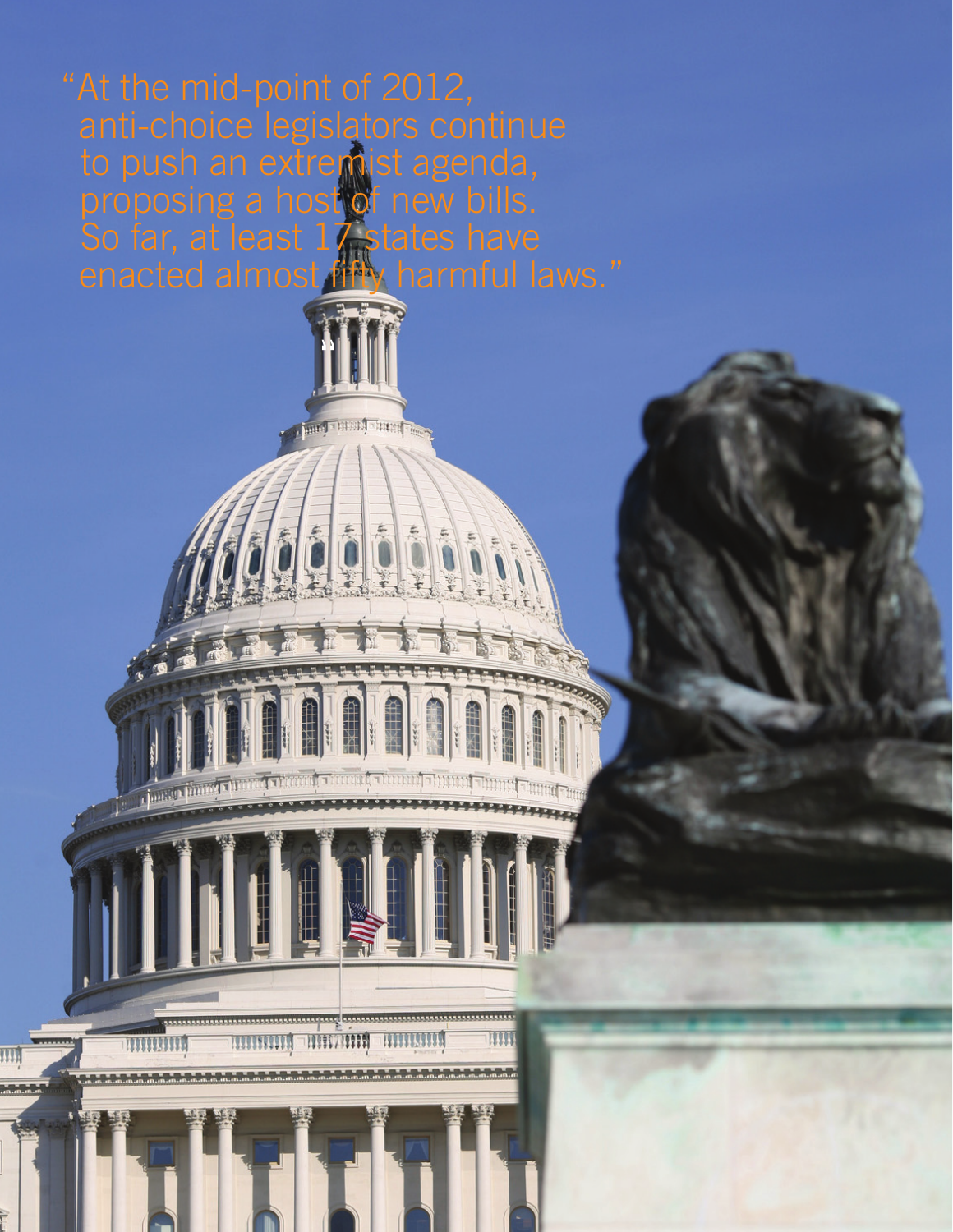"At the mid-point of 2012, anti-choice legislators continue to push an extremist agenda, proposing a host of new bills. So far, at least 17 states have enacted almost fifty harmful laws."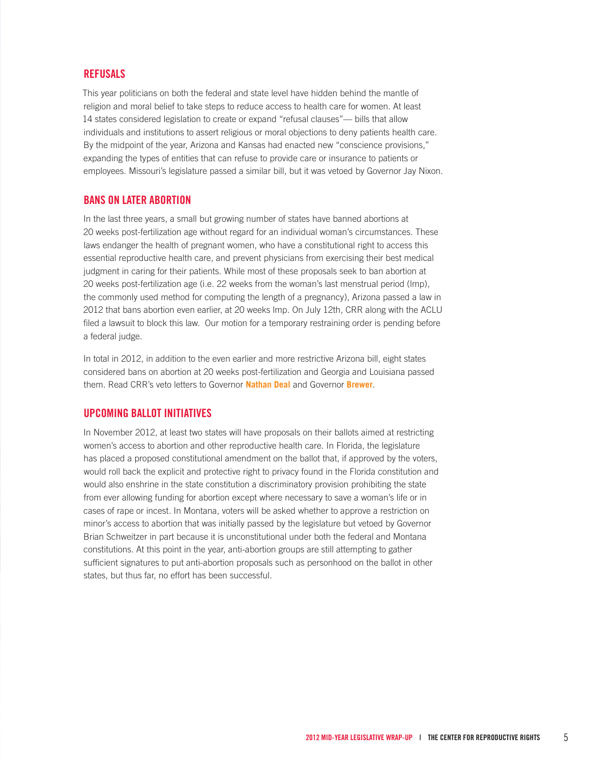## REFUSALS

This year politicians on both the federal and state level have hidden behind the mantle of religion and moral belief to take steps to reduce access to health care for women. At least 14 states considered legislation to create or expand "refusal clauses"— bills that allow individuals and institutions to assert religious or moral objections to deny patients health care. By the midpoint of the year, Arizona and Kansas had enacted new "conscience provisions," expanding the types of entities that can refuse to provide care or insurance to patients or employees. Missouri's legislature passed a similar bill, but it was vetoed by Governor Jay Nixon.

## BANS ON LATER ABORTION

In the last three years, a small but growing number of states have banned abortions at 20 weeks post-fertilization age without regard for an individual woman's circumstances. These laws endanger the health of pregnant women, who have a constitutional right to access this essential reproductive health care, and prevent physicians from exercising their best medical judgment in caring for their patients. While most of these proposals seek to ban abortion at 20 weeks post-fertilization age (i.e. 22 weeks from the woman's last menstrual period (lmp), the commonly used method for computing the length of a pregnancy), Arizona passed a law in 2012 that bans abortion even earlier, at 20 weeks lmp. On July 12th, CRR along with the ACLU filed a lawsuit to block this law. Our motion for a temporary restraining order is pending before a federal judge.

In total in 2012, in addition to the even earlier and more restrictive Arizona bill, eight states considered bans on abortion at 20 weeks post-fertilization and Georgia and Louisiana passed them. Read CRR's veto letters to Governor **Nathan Deal** and Governor **Brewer**.

## UPCOMING BALLOT INITIATIVES

In November 2012, at least two states will have proposals on their ballots aimed at restricting women's access to abortion and other reproductive health care. In Florida, the legislature has placed a proposed constitutional amendment on the ballot that, if approved by the voters, would roll back the explicit and protective right to privacy found in the Florida constitution and would also enshrine in the state constitution a discriminatory provision prohibiting the state from ever allowing funding for abortion except where necessary to save a woman's life or in cases of rape or incest. In Montana, voters will be asked whether to approve a restriction on minor's access to abortion that was initially passed by the legislature but vetoed by Governor Brian Schweitzer in part because it is unconstitutional under both the federal and Montana constitutions. At this point in the year, anti-abortion groups are still attempting to gather sufficient signatures to put anti-abortion proposals such as personhood on the ballot in other states, but thus far, no effort has been successful.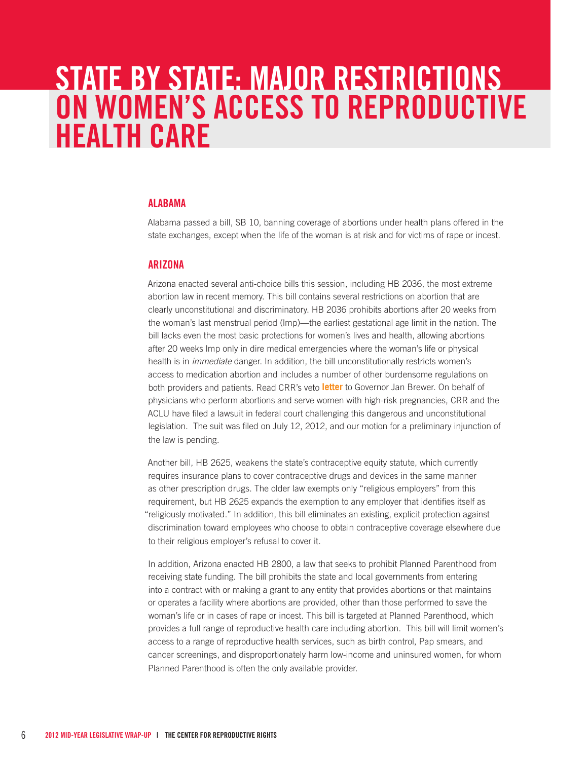# STATE BY STATE: MAJOR RESTRICTIONS ON WOMEN'S ACCESS TO REPRODUCTIVE HEALTH CARE

## ALABAMA

Alabama passed a bill, SB 10, banning coverage of abortions under health plans offered in the state exchanges, except when the life of the woman is at risk and for victims of rape or incest.

## ARIZONA

Arizona enacted several anti-choice bills this session, including HB 2036, the most extreme abortion law in recent memory. This bill contains several restrictions on abortion that are clearly unconstitutional and discriminatory. HB 2036 prohibits abortions after 20 weeks from the woman's last menstrual period (lmp)—the earliest gestational age limit in the nation. The bill lacks even the most basic protections for women's lives and health, allowing abortions after 20 weeks lmp only in dire medical emergencies where the woman's life or physical health is in *immediate* danger. In addition, the bill unconstitutionally restricts women's access to medication abortion and includes a number of other burdensome regulations on both providers and patients. Read CRR's veto **letter** to Governor Jan Brewer. On behalf of physicians who perform abortions and serve women with high-risk pregnancies, CRR and the ACLU have filed a lawsuit in federal court challenging this dangerous and unconstitutional legislation. The suit was filed on July 12, 2012, and our motion for a preliminary injunction of the law is pending.

Another bill, HB 2625, weakens the state's contraceptive equity statute, which currently requires insurance plans to cover contraceptive drugs and devices in the same manner as other prescription drugs. The older law exempts only "religious employers" from this requirement, but HB 2625 expands the exemption to any employer that identifies itself as "religiously motivated." In addition, this bill eliminates an existing, explicit protection against discrimination toward employees who choose to obtain contraceptive coverage elsewhere due to their religious employer's refusal to cover it.

In addition, Arizona enacted HB 2800, a law that seeks to prohibit Planned Parenthood from receiving state funding. The bill prohibits the state and local governments from entering into a contract with or making a grant to any entity that provides abortions or that maintains or operates a facility where abortions are provided, other than those performed to save the woman's life or in cases of rape or incest. This bill is targeted at Planned Parenthood, which provides a full range of reproductive health care including abortion. This bill will limit women's access to a range of reproductive health services, such as birth control, Pap smears, and cancer screenings, and disproportionately harm low-income and uninsured women, for whom Planned Parenthood is often the only available provider.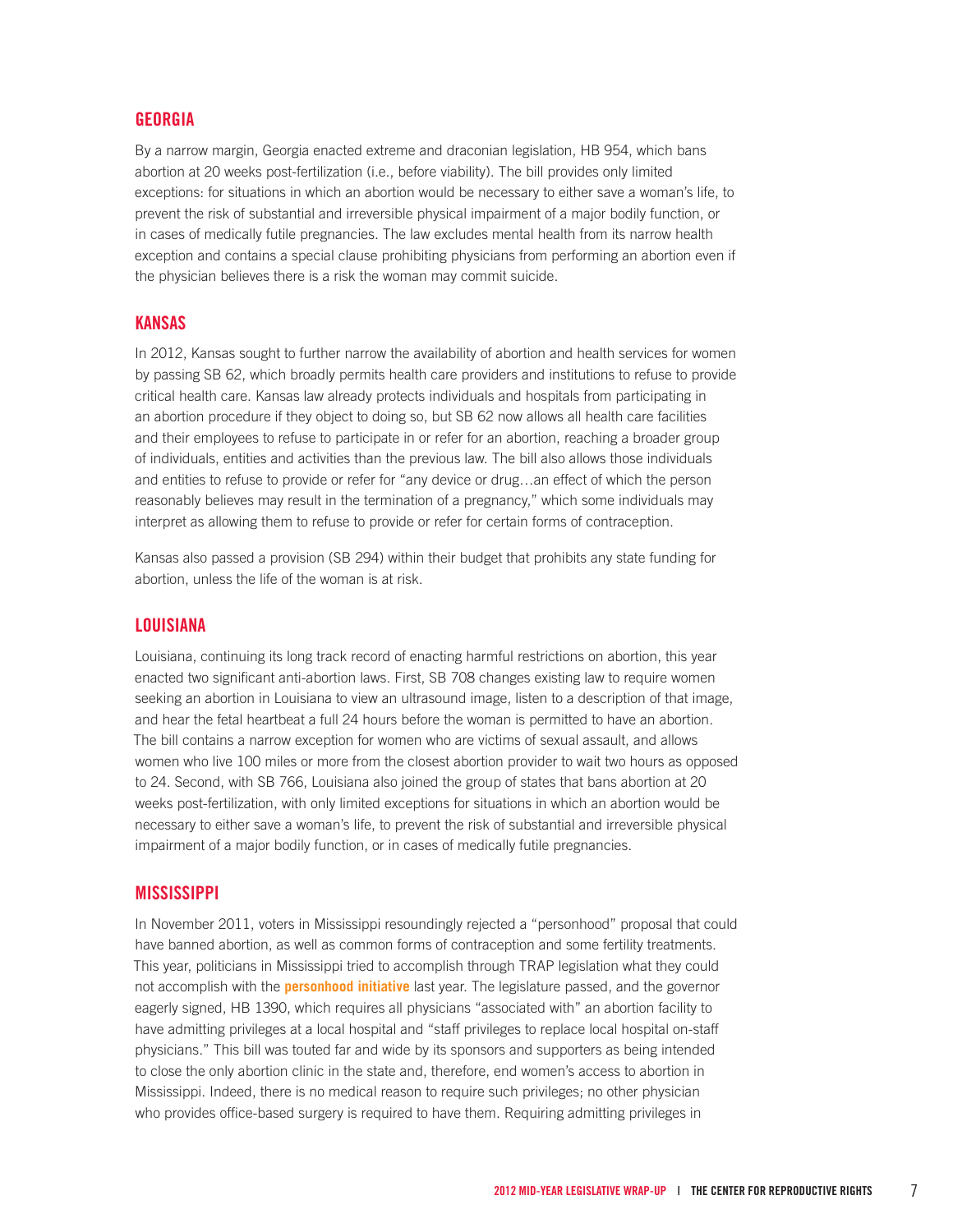## GEORGIA

By a narrow margin, Georgia enacted extreme and draconian legislation, HB 954, which bans abortion at 20 weeks post-fertilization (i.e., before viability). The bill provides only limited exceptions: for situations in which an abortion would be necessary to either save a woman's life, to prevent the risk of substantial and irreversible physical impairment of a major bodily function, or in cases of medically futile pregnancies. The law excludes mental health from its narrow health exception and contains a special clause prohibiting physicians from performing an abortion even if the physician believes there is a risk the woman may commit suicide.

## KANSAS

In 2012, Kansas sought to further narrow the availability of abortion and health services for women by passing SB 62, which broadly permits health care providers and institutions to refuse to provide critical health care. Kansas law already protects individuals and hospitals from participating in an abortion procedure if they object to doing so, but SB 62 now allows all health care facilities and their employees to refuse to participate in or refer for an abortion, reaching a broader group of individuals, entities and activities than the previous law. The bill also allows those individuals and entities to refuse to provide or refer for "any device or drug…an effect of which the person reasonably believes may result in the termination of a pregnancy," which some individuals may interpret as allowing them to refuse to provide or refer for certain forms of contraception.

Kansas also passed a provision (SB 294) within their budget that prohibits any state funding for abortion, unless the life of the woman is at risk.

## LOUISIANA

Louisiana, continuing its long track record of enacting harmful restrictions on abortion, this year enacted two significant anti-abortion laws. First, SB 708 changes existing law to require women seeking an abortion in Louisiana to view an ultrasound image, listen to a description of that image, and hear the fetal heartbeat a full 24 hours before the woman is permitted to have an abortion. The bill contains a narrow exception for women who are victims of sexual assault, and allows women who live 100 miles or more from the closest abortion provider to wait two hours as opposed to 24. Second, with SB 766, Louisiana also joined the group of states that bans abortion at 20 weeks post-fertilization, with only limited exceptions for situations in which an abortion would be necessary to either save a woman's life, to prevent the risk of substantial and irreversible physical impairment of a major bodily function, or in cases of medically futile pregnancies.

## MISSISSIPPI

In November 2011, voters in Mississippi resoundingly rejected a "personhood" proposal that could have banned abortion, as well as common forms of contraception and some fertility treatments. This year, politicians in Mississippi tried to accomplish through TRAP legislation what they could not accomplish with the **personhood initiative** last year. The legislature passed, and the governor eagerly signed, HB 1390, which requires all physicians "associated with" an abortion facility to have admitting privileges at a local hospital and "staff privileges to replace local hospital on-staff physicians." This bill was touted far and wide by its sponsors and supporters as being intended to close the only abortion clinic in the state and, therefore, end women's access to abortion in Mississippi. Indeed, there is no medical reason to require such privileges; no other physician who provides office-based surgery is required to have them. Requiring admitting privileges in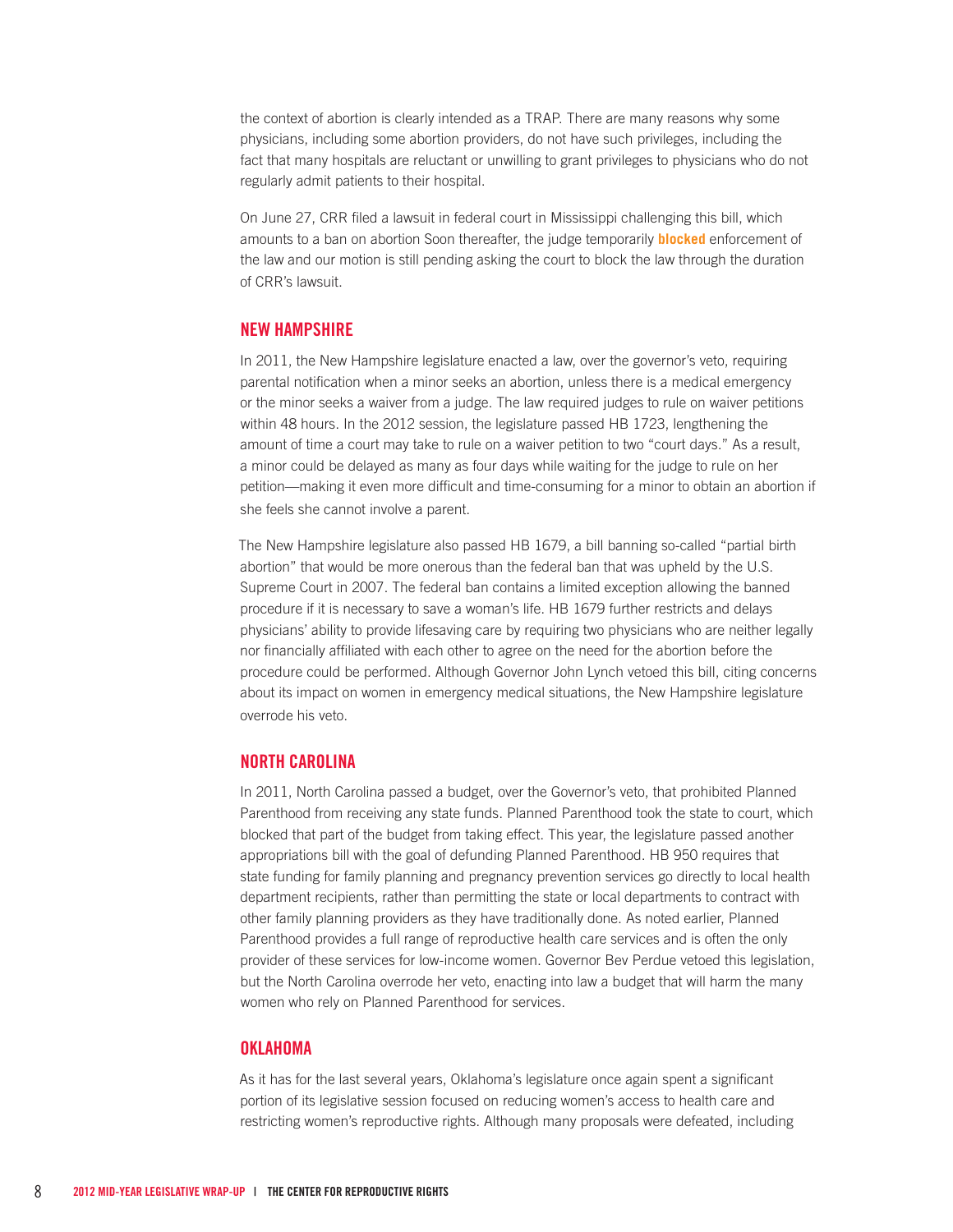the context of abortion is clearly intended as a TRAP. There are many reasons why some physicians, including some abortion providers, do not have such privileges, including the fact that many hospitals are reluctant or unwilling to grant privileges to physicians who do not regularly admit patients to their hospital.

On June 27, CRR filed a lawsuit in federal court in Mississippi challenging this bill, which amounts to a ban on abortion Soon thereafter, the judge temporarily **blocked** enforcement of the law and our motion is still pending asking the court to block the law through the duration of CRR's lawsuit.

## NEW HAMPSHIRE

In 2011, the New Hampshire legislature enacted a law, over the governor's veto, requiring parental notification when a minor seeks an abortion, unless there is a medical emergency or the minor seeks a waiver from a judge. The law required judges to rule on waiver petitions within 48 hours. In the 2012 session, the legislature passed HB 1723, lengthening the amount of time a court may take to rule on a waiver petition to two "court days." As a result, a minor could be delayed as many as four days while waiting for the judge to rule on her petition—making it even more difficult and time-consuming for a minor to obtain an abortion if she feels she cannot involve a parent.

The New Hampshire legislature also passed HB 1679, a bill banning so-called "partial birth abortion" that would be more onerous than the federal ban that was upheld by the U.S. Supreme Court in 2007. The federal ban contains a limited exception allowing the banned procedure if it is necessary to save a woman's life. HB 1679 further restricts and delays physicians' ability to provide lifesaving care by requiring two physicians who are neither legally nor financially affiliated with each other to agree on the need for the abortion before the procedure could be performed. Although Governor John Lynch vetoed this bill, citing concerns about its impact on women in emergency medical situations, the New Hampshire legislature overrode his veto.

## NORTH CAROLINA

In 2011, North Carolina passed a budget, over the Governor's veto, that prohibited Planned Parenthood from receiving any state funds. Planned Parenthood took the state to court, which blocked that part of the budget from taking effect. This year, the legislature passed another appropriations bill with the goal of defunding Planned Parenthood. HB 950 requires that state funding for family planning and pregnancy prevention services go directly to local health department recipients, rather than permitting the state or local departments to contract with other family planning providers as they have traditionally done. As noted earlier, Planned Parenthood provides a full range of reproductive health care services and is often the only provider of these services for low-income women. Governor Bev Perdue vetoed this legislation, but the North Carolina override her veto, enacting into law a budget that will harm the many women who rely on Planned Parenthood for services.

## OKLAHOMA

As it has for the last several years, Oklahoma's legislature once again spent a significant portion of its legislative session focused on reducing women's access to health care and restricting women's reproductive rights. Although many proposals were defeated, including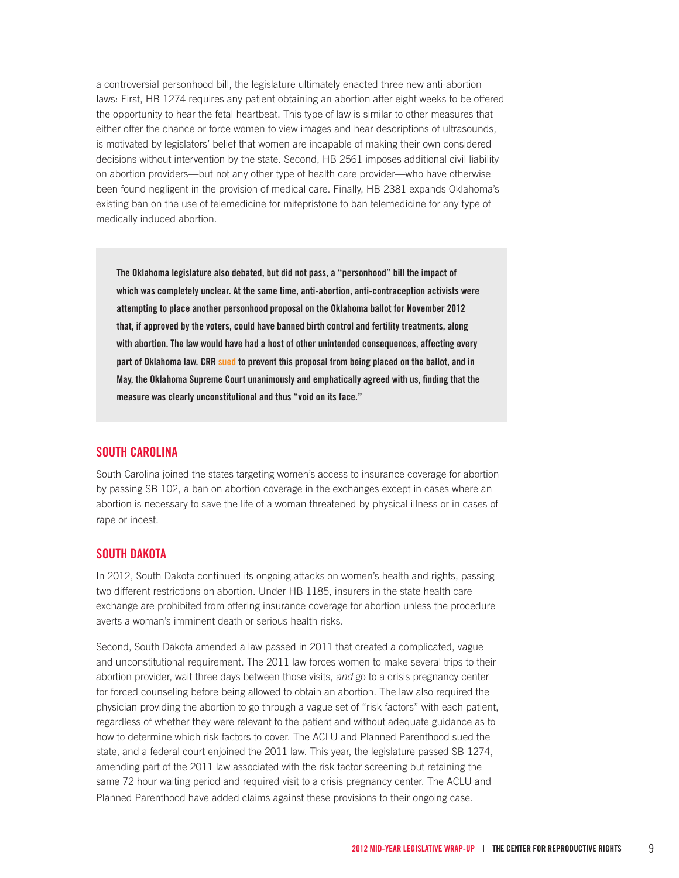a controversial personhood bill, the legislature ultimately enacted three new anti-abortion laws: First, HB 1274 requires any patient obtaining an abortion after eight weeks to be offered the opportunity to hear the fetal heartbeat. This type of law is similar to other measures that either offer the chance or force women to view images and hear descriptions of ultrasounds, is motivated by legislators' belief that women are incapable of making their own considered decisions without intervention by the state. Second, HB 2561 imposes additional civil liability on abortion providers—but not any other type of health care provider—who have otherwise been found negligent in the provision of medical care. Finally, HB 2381 expands Oklahoma's existing ban on the use of telemedicine for mifepristone to ban telemedicine for any type of medically induced abortion.

> **The Oklahoma legislature also debated, but did not pass, a "personhood" bill the impact of which was completely unclear. At the same time, anti-abortion, anti-contraception activists were attempting to place another personhood proposal on the Oklahoma ballot for November 2012 that, if approved by the voters, could have banned birth control and fertility treatments, along with abortion. The law would have had a host of other unintended consequences, affecting every part of Oklahoma law. CRR sued to prevent this proposal from being placed on the ballot, and in May, the Oklahoma Supreme Court unanimously and emphatically agreed with us, finding that the measure was clearly unconstitutional and thus "void on its face."**

## SOUTH CAROLINA

South Carolina joined the states targeting women's access to insurance coverage for abortion by passing SB 102, a ban on abortion coverage in the exchanges except in cases where an abortion is necessary to save the life of a woman threatened by physical illness or in cases of rape or incest.

## SOUTH DAKOTA

In 2012, South Dakota continued its ongoing attacks on women's health and rights, passing two different restrictions on abortion. Under HB 1185, insurers in the state health care exchange are prohibited from offering insurance coverage for abortion unless the procedure averts a woman's imminent death or serious health risks.

Second, South Dakota amended a law passed in 2011 that created a complicated, vague and unconstitutional requirement. The 2011 law forces women to make several trips to their abortion provider, wait three days between those visits, *and* go to a crisis pregnancy center for forced counseling before being allowed to obtain an abortion. The law also required the physician providing the abortion to go through a vague set of "risk factors" with each patient, regardless of whether they were relevant to the patient and without adequate guidance as to how to determine which risk factors to cover. The ACLU and Planned Parenthood sued the state, and a federal court enjoined the 2011 law. This year, the legislature passed SB 1274, amending part of the 2011 law associated with the risk factor screening but retaining the same 72 hour waiting period and required visit to a crisis pregnancy center. The ACLU and Planned Parenthood have added claims against these provisions to their ongoing case.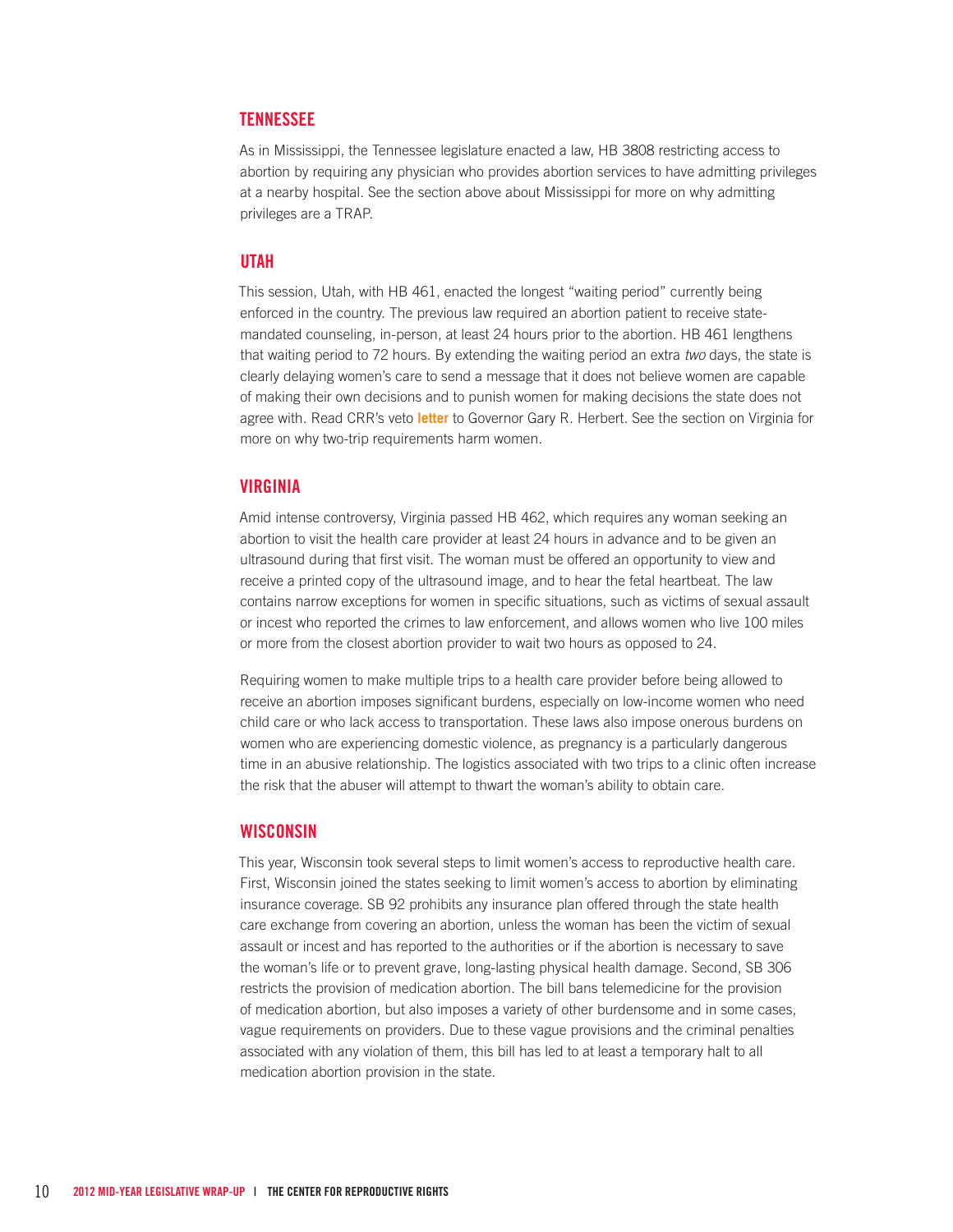## TENNESSEE

As in Mississippi, the Tennessee legislature enacted a law, HB 3808 restricting access to abortion by requiring any physician who provides abortion services to have admitting privileges at a nearby hospital. See the section above about Mississippi for more on why admitting privileges are a TRAP.

## UTAH

This session, Utah, with HB 461, enacted the longest "waiting period" currently being enforced in the country. The previous law required an abortion patient to receive state-mandated counseling, in-person, at least 24 hours prior to the abortion. HB 461 lengthens that waiting period to 72 hours. By extending the waiting period an extra *two* days, the state is clearly delaying women's care to send a message that it does not believe women are capable of making their own decisions and to punish women for making decisions the state does not agree with. Read CRR's veto **letter** to Governor Gary R. Herbert. See the section on Virginia for more on why two-trip requirements harm women.

## VIRGINIA

Amid intense controversy, Virginia passed HB 462, which requires any woman seeking an abortion to visit the health care provider at least 24 hours in advance and to be given an ultrasound during that first visit. The woman must be offered an opportunity to view and receive a printed copy of the ultrasound image, and to hear the fetal heartbeat. The law contains narrow exceptions for women in specific situations, such as victims of sexual assault or incest who reported the crimes to law enforcement, and allows women who live 100 miles or more from the closest abortion provider to wait two hours as opposed to 24.

Requiring women to make multiple trips to a health care provider before being allowed to receive an abortion imposes significant burdens, especially on low-income women who need child care or who lack access to transportation. These laws also impose onerous burdens on women who are experiencing domestic violence, as pregnancy is a particularly dangerous time in an abusive relationship. The logistics associated with two trips to a clinic often increase the risk that the abuser will attempt to thwart the woman's ability to obtain care.

## WISCONSIN

This year, Wisconsin took several steps to limit women's access to reproductive health care. First, Wisconsin joined the states seeking to limit women's access to abortion by eliminating insurance coverage. SB 92 prohibits any insurance plan offered through the state health care exchange from covering an abortion, unless the woman has been the victim of sexual assault or incest and has reported to the authorities or if the abortion is necessary to save the woman's life or to prevent grave, long-lasting physical health damage. Second, SB 306 restricts the provision of medication abortion. The bill bans telemedicine for the provision of medication abortion, but also imposes a variety of other burdensome and in some cases, vague requirements on providers. Due to these vague provisions and the criminal penalties associated with any violation of them, this bill has led to at least a temporary halt to all medication abortion provision in the state.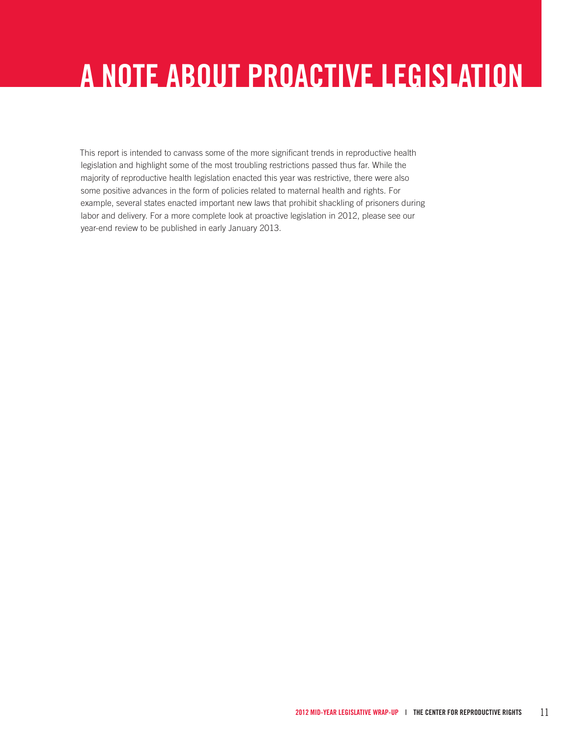# A NOTE ABOUT PROACTIVE LEGISLATION

This report is intended to canvass some of the more significant trends in reproductive health legislation and highlight some of the most troubling restrictions passed thus far. While the majority of reproductive health legislation enacted this year was restrictive, there were also some positive advances in the form of policies related to maternal health and rights. For example, several states enacted important new laws that prohibit shackling of prisoners during labor and delivery. For a more complete look at proactive legislation in 2012, please see our year-end review to be published in early January 2013.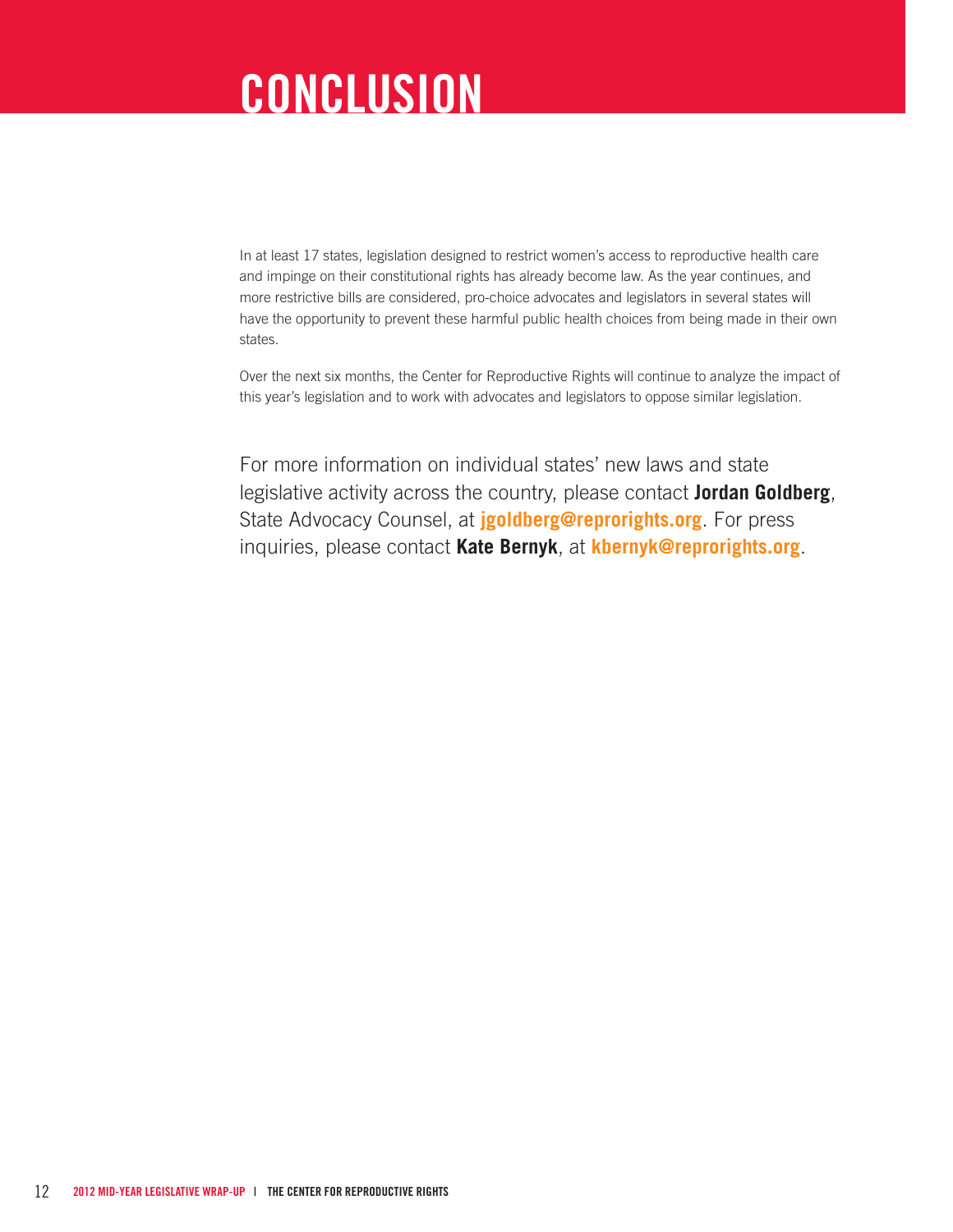# CONCLUSION

In at least 17 states, legislation designed to restrict women's access to reproductive health care and impinge on their constitutional rights has already become law. As the year continues, and more restrictive bills are considered, pro-choice advocates and legislators in several states will have the opportunity to prevent these harmful public health choices from being made in their own states.

Over the next six months, the Center for Reproductive Rights will continue to analyze the impact of this year's legislation and to work with advocates and legislators to oppose similar legislation.

For more information on individual states' new laws and state legislative activity across the country, please contact **Jordan Goldberg**, State Advocacy Counsel, at **jgoldberg@reprorights.org**. For press inquiries, please contact **Kate Bernyk**, at **kbernyk@reprorights.org**.